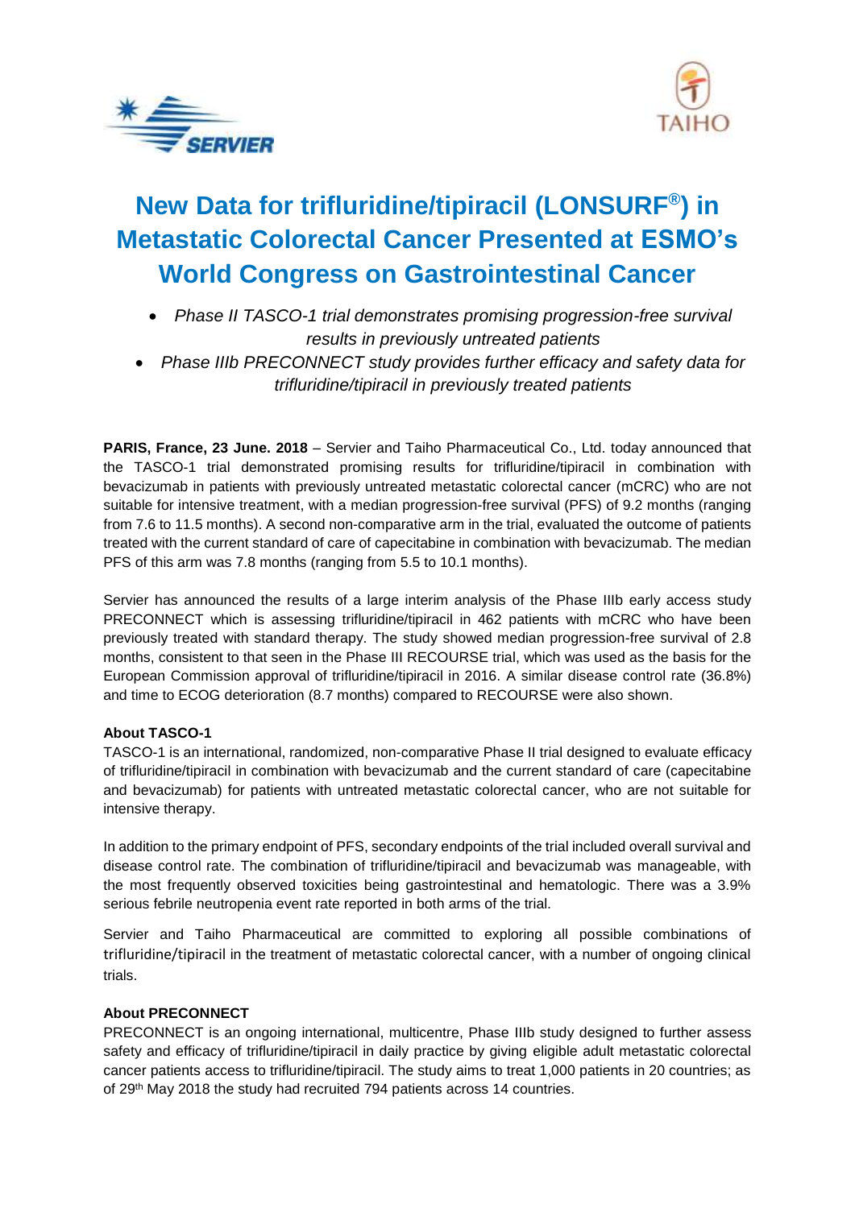# New Data for trifluridine/tipiracil (LONSURF®) in Metastatic Colorectal Cancer Presented at ESMO's World Congress on Gastrointestinal Cancer

- *Phase II TASCO-1 trial demonstrates promising progression-free survival results in previously untreated patients*
- *Phase IIIb PRECONNECT study provides further efficacy and safety data for trifluridine/tipiracil in previously treated patients*

**PARIS, France, 23 June. 2018** – Servier and Taiho Pharmaceutical Co., Ltd. today announced that the TASCO-1 trial demonstrated promising results for trifluridine/tipiracil in combination with bevacizumab in patients with previously untreated metastatic colorectal cancer (mCRC) who are not suitable for intensive treatment, with a median progression-free survival (PFS) of 9.2 months (ranging from 7.6 to 11.5 months). A second non-comparative arm in the trial, evaluated the outcome of patients treated with the current standard of care of capecitabine in combination with bevacizumab. The median PFS of this arm was 7.8 months (ranging from 5.5 to 10.1 months).

Servier has announced the results of a large interim analysis of the Phase IIIb early access study PRECONNECT which is assessing trifluridine/tipiracil in 462 patients with mCRC who have been previously treated with standard therapy. The study showed median progression-free survival of 2.8 months, consistent to that seen in the Phase III RECOURSE trial, which was used as the basis for the European Commission approval of trifluridine/tipiracil in 2016. A similar disease control rate (36.8%) and time to ECOG deterioration (8.7 months) compared to RECOURSE were also shown.

**About TASCO-1**

TASCO-1 is an international, randomized, non-comparative Phase II trial designed to evaluate efficacy of trifluridine/tipiracil in combination with bevacizumab and the current standard of care (capecitabine and bevacizumab) for patients with untreated metastatic colorectal cancer, who are not suitable for intensive therapy.

In addition to the primary endpoint of PFS, secondary endpoints of the trial included overall survival and disease control rate. The combination of trifluridine/tipiracil and bevacizumab was manageable, with the most frequently observed toxicities being gastrointestinal and hematologic. There was a 3.9% serious febrile neutropenia event rate reported in both arms of the trial.

Servier and Taiho Pharmaceutical are committed to exploring all possible combinations of trifluridine/tipiracil in the treatment of metastatic colorectal cancer, with a number of ongoing clinical trials.

**About PRECONNECT**

PRECONNECT is an ongoing international, multicentre, Phase IIIb study designed to further assess safety and efficacy of trifluridine/tipiracil in daily practice by giving eligible adult metastatic colorectal cancer patients access to trifluridine/tipiracil. The study aims to treat 1,000 patients in 20 countries; as of 29th May 2018 the study had recruited 794 patients across 14 countries.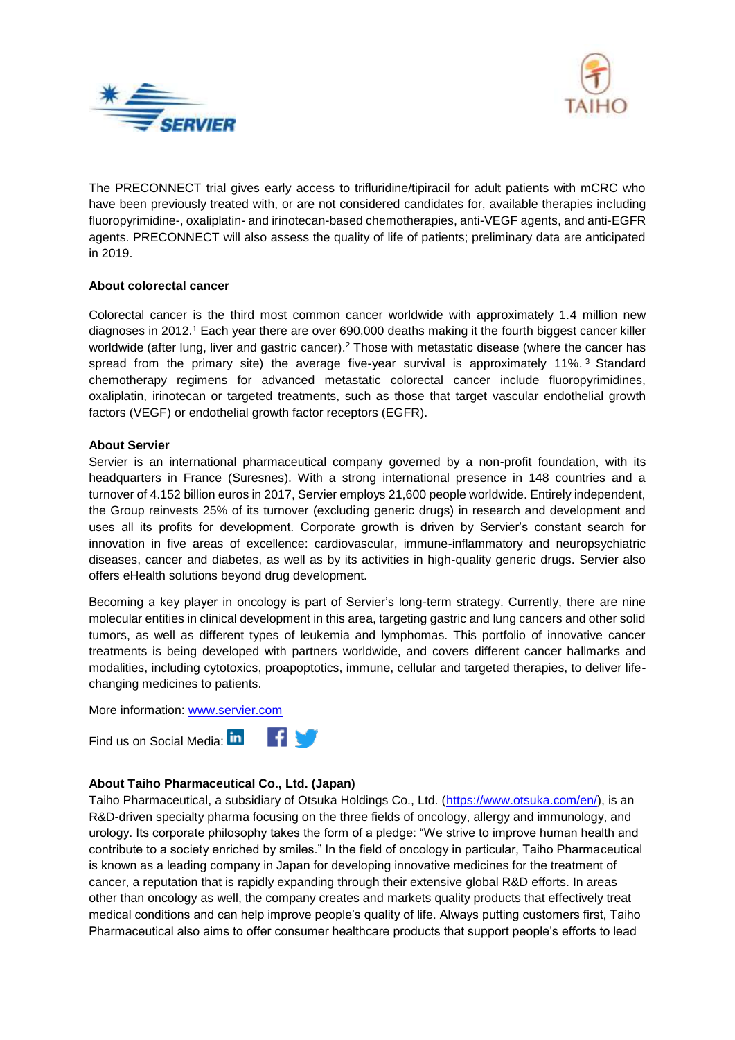The PRECONNECT trial gives early access to trifluridine/tipiracil for adult patients with mCRC who have been previously treated with, or are not considered candidates for, available therapies including fluoropyrimidine-, oxaliplatin- and irinotecan-based chemotherapies, anti-VEGF agents, and anti-EGFR agents. PRECONNECT will also assess the quality of life of patients; preliminary data are anticipated in 2019.

**About colorectal cancer**

Colorectal cancer is the third most common cancer worldwide with approximately 1.4 million new diagnoses in 2012.[1] Each year there are over 690,000 deaths making it the fourth biggest cancer killer worldwide (after lung, liver and gastric cancer).[2] Those with metastatic disease (where the cancer has spread from the primary site) the average five-year survival is approximately 11%.[3] Standard chemotherapy regimens for advanced metastatic colorectal cancer include fluoropyrimidines, oxaliplatin, irinotecan or targeted treatments, such as those that target vascular endothelial growth factors (VEGF) or endothelial growth factor receptors (EGFR).

**About Servier**

Servier is an international pharmaceutical company governed by a non-profit foundation, with its headquarters in France (Suresnes). With a strong international presence in 148 countries and a turnover of 4.152 billion euros in 2017, Servier employs 21,600 people worldwide. Entirely independent, the Group reinvests 25% of its turnover (excluding generic drugs) in research and development and uses all its profits for development. Corporate growth is driven by Servier's constant search for innovation in five areas of excellence: cardiovascular, immune-inflammatory and neuropsychiatric diseases, cancer and diabetes, as well as by its activities in high-quality generic drugs. Servier also offers eHealth solutions beyond drug development.

Becoming a key player in oncology is part of Servier's long-term strategy. Currently, there are nine molecular entities in clinical development in this area, targeting gastric and lung cancers and other solid tumors, as well as different types of leukemia and lymphomas. This portfolio of innovative cancer treatments is being developed with partners worldwide, and covers different cancer hallmarks and modalities, including cytotoxics, proapoptotics, immune, cellular and targeted therapies, to deliver life-changing medicines to patients.

More information: [www.servier.com](http://www.servier.com)

Find us on Social Media:

**About Taiho Pharmaceutical Co., Ltd. (Japan)**

Taiho Pharmaceutical, a subsidiary of Otsuka Holdings Co., Ltd. ([https://www.otsuka.com/en/](https://www.otsuka.com/en/)), is an R&D-driven specialty pharma focusing on the three fields of oncology, allergy and immunology, and urology. Its corporate philosophy takes the form of a pledge: "We strive to improve human health and contribute to a society enriched by smiles." In the field of oncology in particular, Taiho Pharmaceutical is known as a leading company in Japan for developing innovative medicines for the treatment of cancer, a reputation that is rapidly expanding through their extensive global R&D efforts. In areas other than oncology as well, the company creates and markets quality products that effectively treat medical conditions and can help improve people's quality of life. Always putting customers first, Taiho Pharmaceutical also aims to offer consumer healthcare products that support people's efforts to lead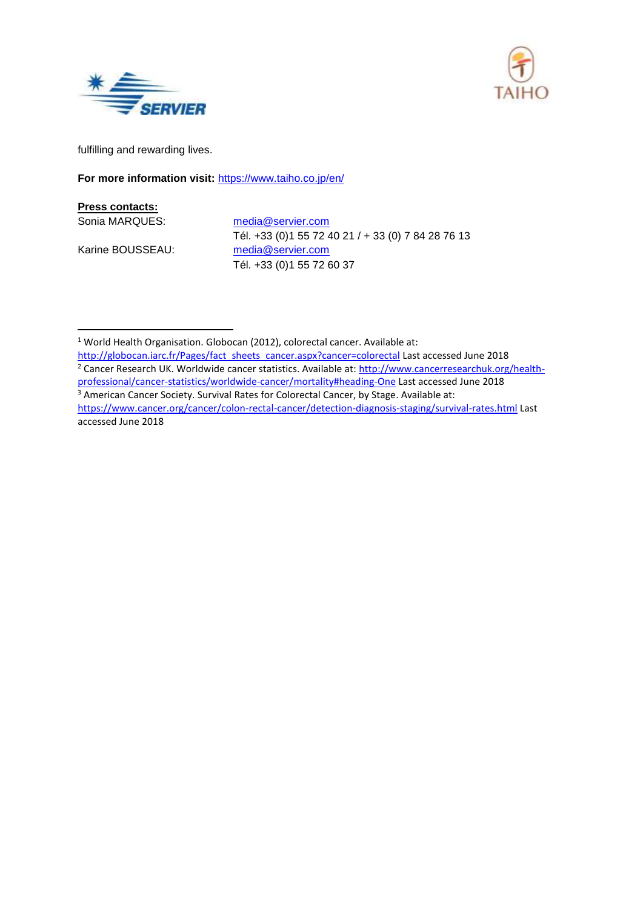fulfilling and rewarding lives.

**For more information visit:** https://www.taiho.co.jp/en/

**Press contacts:**

Sonia MARQUES: media@servier.com
Tél. +33 (0)1 55 72 40 21 / + 33 (0) 7 84 28 76 13

Karine BOUSSEAU: media@servier.com
Tél. +33 (0)1 55 72 60 37

---

[1] World Health Organisation. Globocan (2012), colorectal cancer. Available at: http://globocan.iarc.fr/Pages/fact_sheets_cancer.aspx?cancer=colorectal Last accessed June 2018

[2] Cancer Research UK. Worldwide cancer statistics. Available at: http://www.cancerresearchuk.org/health-professional/cancer-statistics/worldwide-cancer/mortality#heading-One Last accessed June 2018

[3] American Cancer Society. Survival Rates for Colorectal Cancer, by Stage. Available at: https://www.cancer.org/cancer/colon-rectal-cancer/detection-diagnosis-staging/survival-rates.html Last accessed June 2018